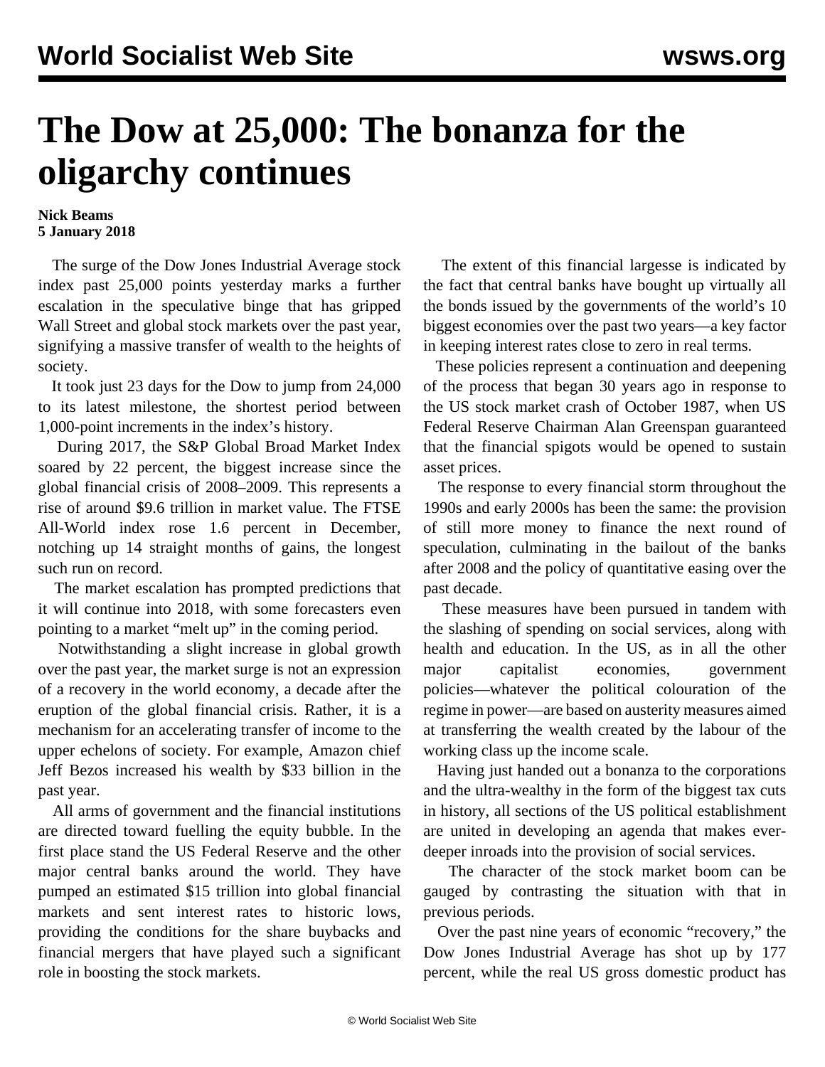# The Dow at 25,000: The bonanza for the oligarchy continues

**Nick Beams**
**5 January 2018**

The surge of the Dow Jones Industrial Average stock index past 25,000 points yesterday marks a further escalation in the speculative binge that has gripped Wall Street and global stock markets over the past year, signifying a massive transfer of wealth to the heights of society.

It took just 23 days for the Dow to jump from 24,000 to its latest milestone, the shortest period between 1,000-point increments in the index's history.

During 2017, the S&P Global Broad Market Index soared by 22 percent, the biggest increase since the global financial crisis of 2008–2009. This represents a rise of around $9.6 trillion in market value. The FTSE All-World index rose 1.6 percent in December, notching up 14 straight months of gains, the longest such run on record.

The market escalation has prompted predictions that it will continue into 2018, with some forecasters even pointing to a market "melt up" in the coming period.

Notwithstanding a slight increase in global growth over the past year, the market surge is not an expression of a recovery in the world economy, a decade after the eruption of the global financial crisis. Rather, it is a mechanism for an accelerating transfer of income to the upper echelons of society. For example, Amazon chief Jeff Bezos increased his wealth by $33 billion in the past year.

All arms of government and the financial institutions are directed toward fuelling the equity bubble. In the first place stand the US Federal Reserve and the other major central banks around the world. They have pumped an estimated $15 trillion into global financial markets and sent interest rates to historic lows, providing the conditions for the share buybacks and financial mergers that have played such a significant role in boosting the stock markets.

The extent of this financial largesse is indicated by the fact that central banks have bought up virtually all the bonds issued by the governments of the world's 10 biggest economies over the past two years—a key factor in keeping interest rates close to zero in real terms.

These policies represent a continuation and deepening of the process that began 30 years ago in response to the US stock market crash of October 1987, when US Federal Reserve Chairman Alan Greenspan guaranteed that the financial spigots would be opened to sustain asset prices.

The response to every financial storm throughout the 1990s and early 2000s has been the same: the provision of still more money to finance the next round of speculation, culminating in the bailout of the banks after 2008 and the policy of quantitative easing over the past decade.

These measures have been pursued in tandem with the slashing of spending on social services, along with health and education. In the US, as in all the other major capitalist economies, government policies—whatever the political colouration of the regime in power—are based on austerity measures aimed at transferring the wealth created by the labour of the working class up the income scale.

Having just handed out a bonanza to the corporations and the ultra-wealthy in the form of the biggest tax cuts in history, all sections of the US political establishment are united in developing an agenda that makes ever-deeper inroads into the provision of social services.

The character of the stock market boom can be gauged by contrasting the situation with that in previous periods.

Over the past nine years of economic "recovery," the Dow Jones Industrial Average has shot up by 177 percent, while the real US gross domestic product has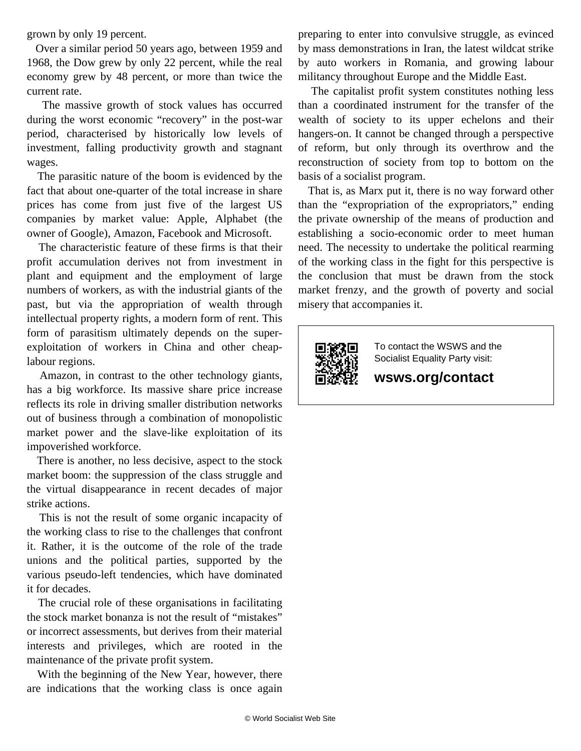grown by only 19 percent.

Over a similar period 50 years ago, between 1959 and 1968, the Dow grew by only 22 percent, while the real economy grew by 48 percent, or more than twice the current rate.

The massive growth of stock values has occurred during the worst economic "recovery" in the post-war period, characterised by historically low levels of investment, falling productivity growth and stagnant wages.

The parasitic nature of the boom is evidenced by the fact that about one-quarter of the total increase in share prices has come from just five of the largest US companies by market value: Apple, Alphabet (the owner of Google), Amazon, Facebook and Microsoft.

The characteristic feature of these firms is that their profit accumulation derives not from investment in plant and equipment and the employment of large numbers of workers, as with the industrial giants of the past, but via the appropriation of wealth through intellectual property rights, a modern form of rent. This form of parasitism ultimately depends on the super-exploitation of workers in China and other cheap-labour regions.

Amazon, in contrast to the other technology giants, has a big workforce. Its massive share price increase reflects its role in driving smaller distribution networks out of business through a combination of monopolistic market power and the slave-like exploitation of its impoverished workforce.

There is another, no less decisive, aspect to the stock market boom: the suppression of the class struggle and the virtual disappearance in recent decades of major strike actions.

This is not the result of some organic incapacity of the working class to rise to the challenges that confront it. Rather, it is the outcome of the role of the trade unions and the political parties, supported by the various pseudo-left tendencies, which have dominated it for decades.

The crucial role of these organisations in facilitating the stock market bonanza is not the result of "mistakes" or incorrect assessments, but derives from their material interests and privileges, which are rooted in the maintenance of the private profit system.

With the beginning of the New Year, however, there are indications that the working class is once again preparing to enter into convulsive struggle, as evinced by mass demonstrations in Iran, the latest wildcat strike by auto workers in Romania, and growing labour militancy throughout Europe and the Middle East.

The capitalist profit system constitutes nothing less than a coordinated instrument for the transfer of the wealth of society to its upper echelons and their hangers-on. It cannot be changed through a perspective of reform, but only through its overthrow and the reconstruction of society from top to bottom on the basis of a socialist program.

That is, as Marx put it, there is no way forward other than the "expropriation of the expropriators," ending the private ownership of the means of production and establishing a socio-economic order to meet human need. The necessity to undertake the political rearming of the working class in the fight for this perspective is the conclusion that must be drawn from the stock market frenzy, and the growth of poverty and social misery that accompanies it.

To contact the WSWS and the Socialist Equality Party visit:

**wsws.org/contact**